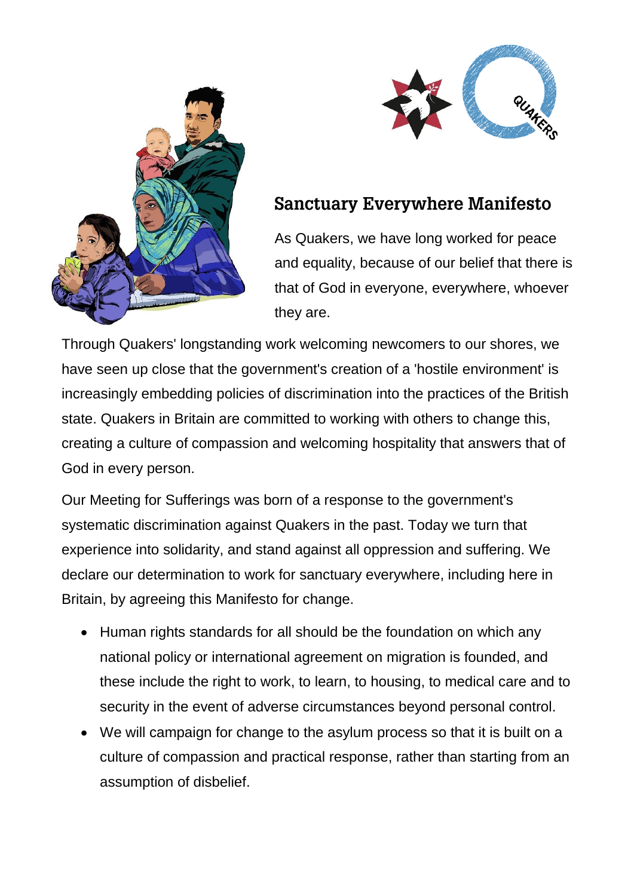## Sanctuary Everywhere Manifesto

As Quakers, we have long worked for peace and equality, because of our belief that there is that of God in everyone, everywhere, whoever they are.

Through Quakers' longstanding work welcoming newcomers to our shores, we have seen up close that the government's creation of a 'hostile environment' is increasingly embedding policies of discrimination into the practices of the British state. Quakers in Britain are committed to working with others to change this, creating a culture of compassion and welcoming hospitality that answers that of God in every person.

Our Meeting for Sufferings was born of a response to the government's systematic discrimination against Quakers in the past. Today we turn that experience into solidarity, and stand against all oppression and suffering. We declare our determination to work for sanctuary everywhere, including here in Britain, by agreeing this Manifesto for change.

- Human rights standards for all should be the foundation on which any national policy or international agreement on migration is founded, and these include the right to work, to learn, to housing, to medical care and to security in the event of adverse circumstances beyond personal control.
- We will campaign for change to the asylum process so that it is built on a culture of compassion and practical response, rather than starting from an assumption of disbelief.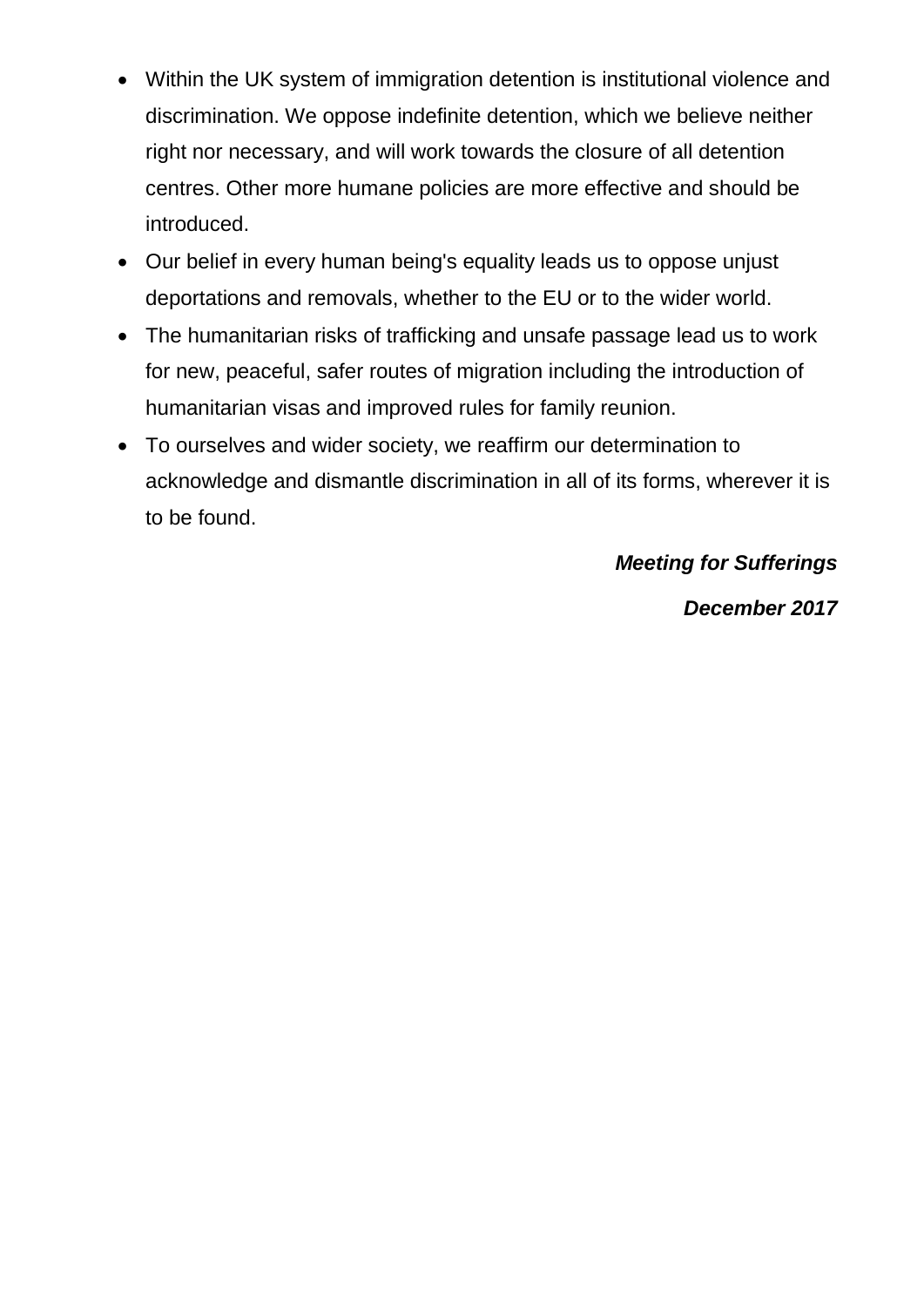- Within the UK system of immigration detention is institutional violence and discrimination. We oppose indefinite detention, which we believe neither right nor necessary, and will work towards the closure of all detention centres. Other more humane policies are more effective and should be introduced.
- Our belief in every human being's equality leads us to oppose unjust deportations and removals, whether to the EU or to the wider world.
- The humanitarian risks of trafficking and unsafe passage lead us to work for new, peaceful, safer routes of migration including the introduction of humanitarian visas and improved rules for family reunion.
- To ourselves and wider society, we reaffirm our determination to acknowledge and dismantle discrimination in all of its forms, wherever it is to be found.

***Meeting for Sufferings***

***December 2017***